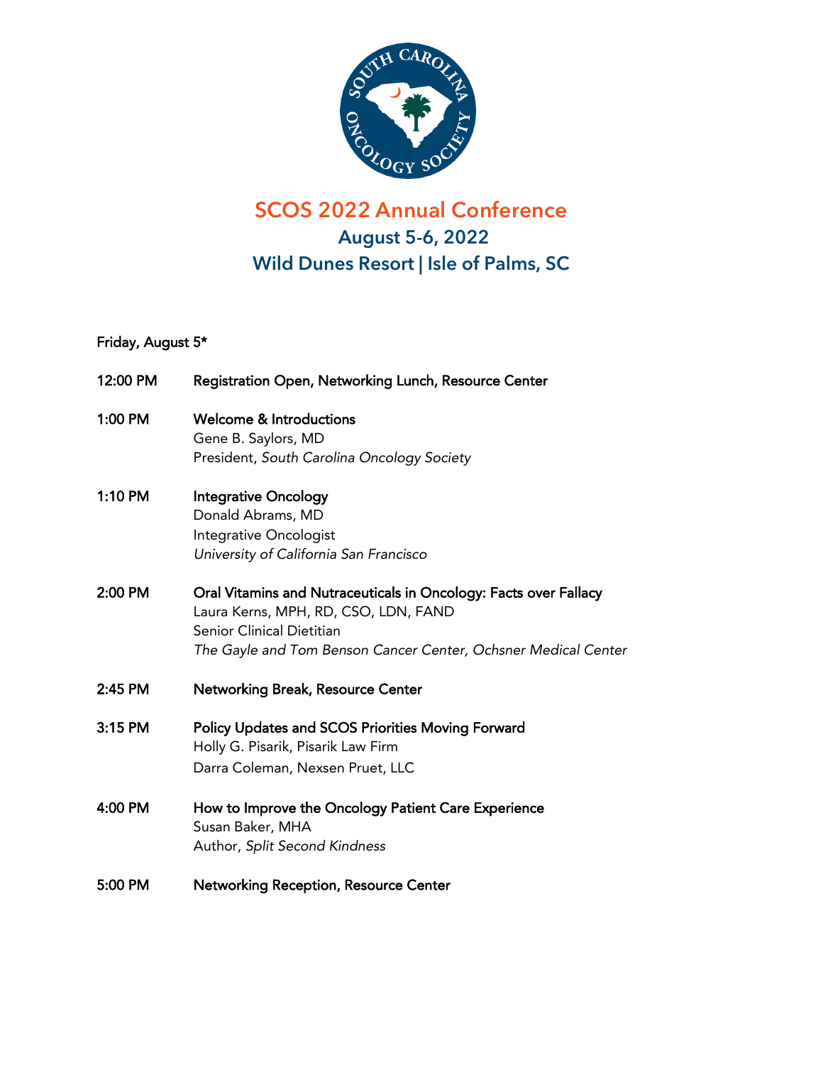# SCOS 2022 Annual Conference

## August 5-6, 2022

## Wild Dunes Resort | Isle of Palms, SC

**Friday, August 5***

**12:00 PM** **Registration Open, Networking Lunch, Resource Center**

**1:00 PM** **Welcome & Introductions**
Gene B. Saylors, MD
President, *South Carolina Oncology Society*

**1:10 PM** **Integrative Oncology**
Donald Abrams, MD
Integrative Oncologist
*University of California San Francisco*

**2:00 PM** **Oral Vitamins and Nutraceuticals in Oncology: Facts over Fallacy**
Laura Kerns, MPH, RD, CSO, LDN, FAND
Senior Clinical Dietitian
*The Gayle and Tom Benson Cancer Center, Ochsner Medical Center*

**2:45 PM** **Networking Break, Resource Center**

**3:15 PM** **Policy Updates and SCOS Priorities Moving Forward**
Holly G. Pisarik, Pisarik Law Firm
Darra Coleman, Nexsen Pruet, LLC

**4:00 PM** **How to Improve the Oncology Patient Care Experience**
Susan Baker, MHA
Author, *Split Second Kindness*

**5:00 PM** **Networking Reception, Resource Center**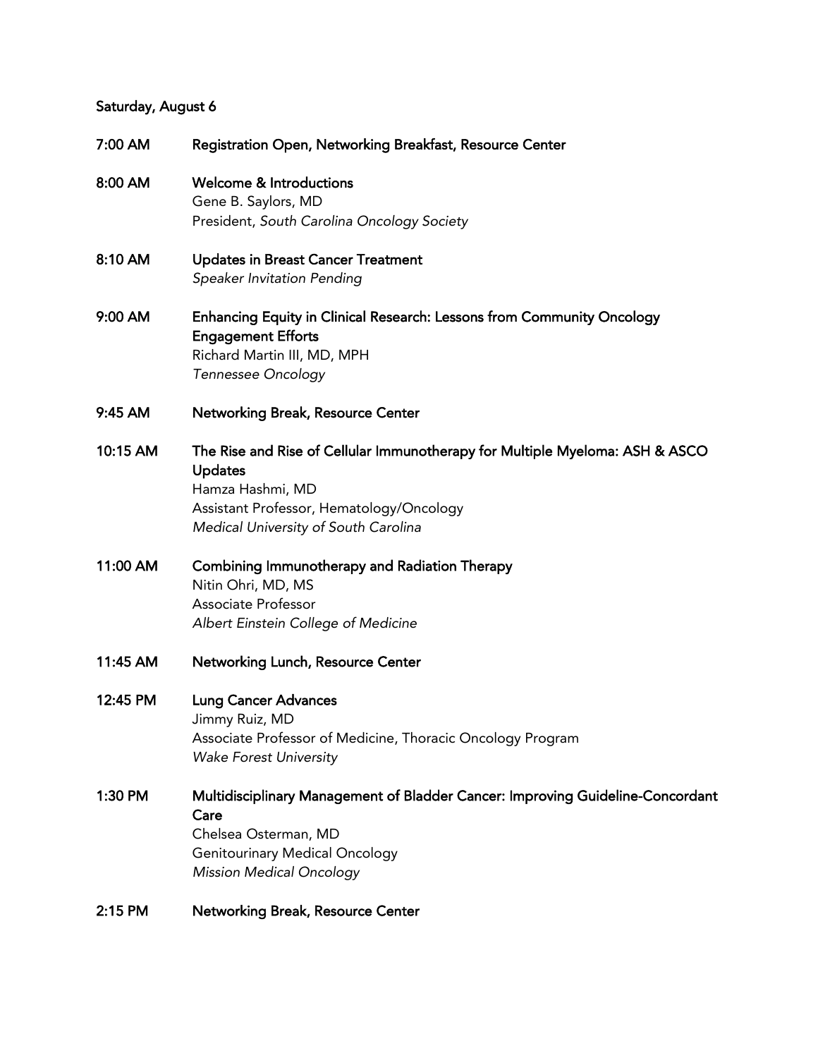**Saturday, August 6**

**7:00 AM** **Registration Open, Networking Breakfast, Resource Center**

**8:00 AM** **Welcome & Introductions**
Gene B. Saylors, MD
President, *South Carolina Oncology Society*

**8:10 AM** **Updates in Breast Cancer Treatment**
*Speaker Invitation Pending*

**9:00 AM** **Enhancing Equity in Clinical Research: Lessons from Community Oncology Engagement Efforts**
Richard Martin III, MD, MPH
*Tennessee Oncology*

**9:45 AM** **Networking Break, Resource Center**

**10:15 AM** **The Rise and Rise of Cellular Immunotherapy for Multiple Myeloma: ASH & ASCO Updates**
Hamza Hashmi, MD
Assistant Professor, Hematology/Oncology
*Medical University of South Carolina*

**11:00 AM** **Combining Immunotherapy and Radiation Therapy**
Nitin Ohri, MD, MS
Associate Professor
*Albert Einstein College of Medicine*

**11:45 AM** **Networking Lunch, Resource Center**

**12:45 PM** **Lung Cancer Advances**
Jimmy Ruiz, MD
Associate Professor of Medicine, Thoracic Oncology Program
*Wake Forest University*

**1:30 PM** **Multidisciplinary Management of Bladder Cancer: Improving Guideline-Concordant Care**
Chelsea Osterman, MD
Genitourinary Medical Oncology
*Mission Medical Oncology*

**2:15 PM** **Networking Break, Resource Center**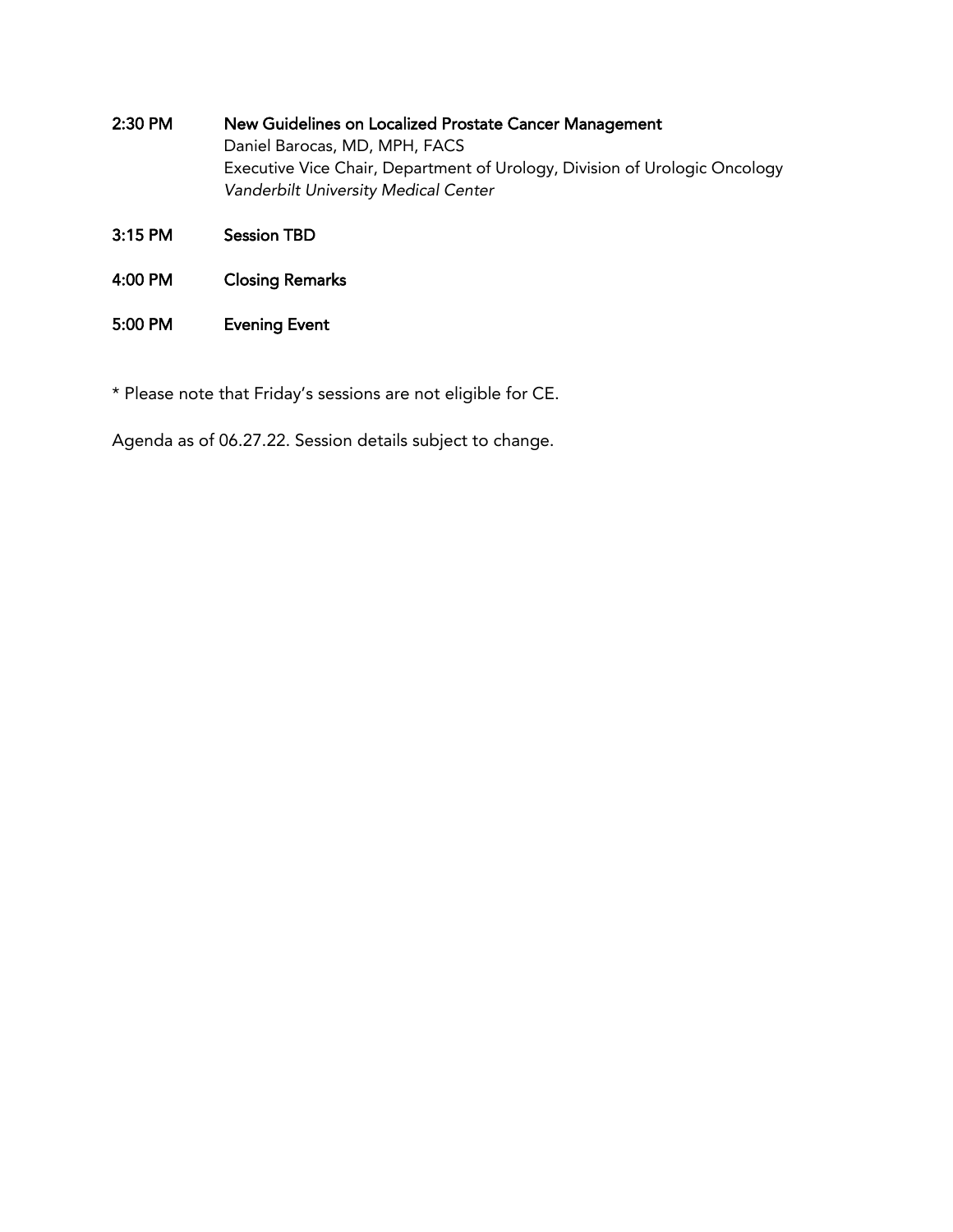**2:30 PM** **New Guidelines on Localized Prostate Cancer Management**
Daniel Barocas, MD, MPH, FACS
Executive Vice Chair, Department of Urology, Division of Urologic Oncology
*Vanderbilt University Medical Center*

**3:15 PM** **Session TBD**

**4:00 PM** **Closing Remarks**

**5:00 PM** **Evening Event**

* Please note that Friday's sessions are not eligible for CE.

Agenda as of 06.27.22. Session details subject to change.